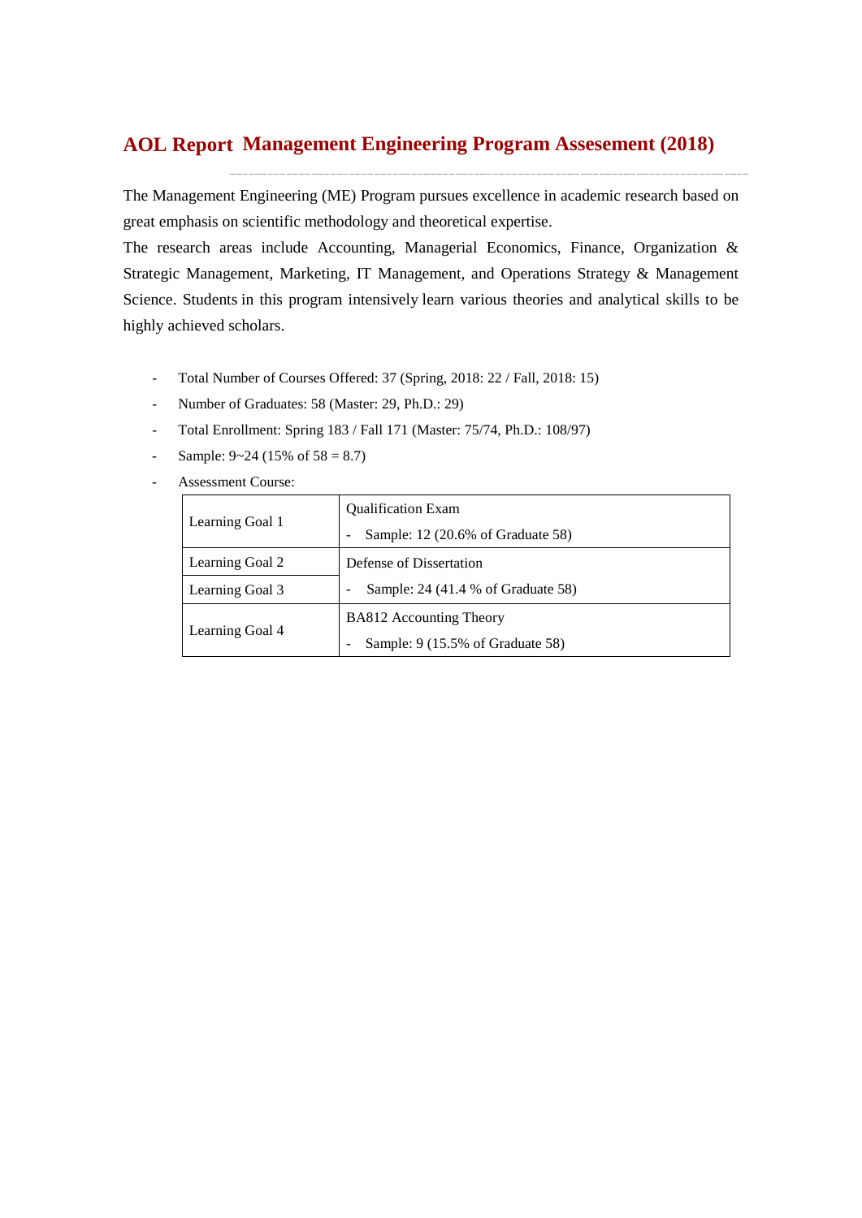# AOL Report  Management Engineering Program Assesement (2018)

The Management Engineering (ME) Program pursues excellence in academic research based on great emphasis on scientific methodology and theoretical expertise.

The research areas include Accounting, Managerial Economics, Finance, Organization & Strategic Management, Marketing, IT Management, and Operations Strategy & Management Science. Students in this program intensively learn various theories and analytical skills to be highly achieved scholars.

- Total Number of Courses Offered: 37 (Spring, 2018: 22 / Fall, 2018: 15)
- Number of Graduates: 58 (Master: 29, Ph.D.: 29)
- Total Enrollment: Spring 183 / Fall 171 (Master: 75/74, Ph.D.: 108/97)
- Sample: 9~24 (15% of 58 = 8.7)
- Assessment Course:

| Learning Goal | Assessment Course |
|---|---|
| Learning Goal 1 | Qualification Exam<br>- Sample: 12 (20.6% of Graduate 58) |
| Learning Goal 2 | Defense of Dissertation<br>- Sample: 24 (41.4 % of Graduate 58) |
| Learning Goal 3 | |
| Learning Goal 4 | BA812 Accounting Theory<br>- Sample: 9 (15.5% of Graduate 58) |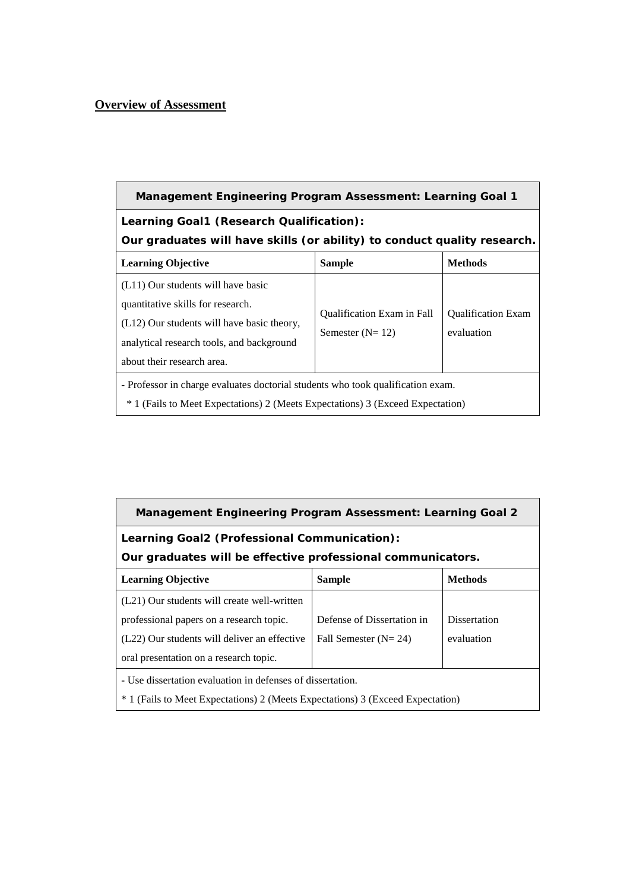## Overview of Assessment

| **Management Engineering Program Assessment: Learning Goal 1** | | |
|---|---|---|
| **Learning Goal1 (Research Qualification):**<br>**Our graduates will have skills (or ability) to conduct quality research.** | | |
| **Learning Objective** | **Sample** | **Methods** |
| (L11) Our students will have basic quantitative skills for research.<br>(L12) Our students will have basic theory, analytical research tools, and background about their research area. | Qualification Exam in Fall Semester (N= 12) | Qualification Exam evaluation |
| - Professor in charge evaluates doctorial students who took qualification exam.<br>* 1 (Fails to Meet Expectations) 2 (Meets Expectations) 3 (Exceed Expectation) | | |

| **Management Engineering Program Assessment: Learning Goal 2** | | |
|---|---|---|
| **Learning Goal2 (Professional Communication):**<br>**Our graduates will be effective professional communicators.** | | |
| **Learning Objective** | **Sample** | **Methods** |
| (L21) Our students will create well-written professional papers on a research topic.<br>(L22) Our students will deliver an effective oral presentation on a research topic. | Defense of Dissertation in Fall Semester (N= 24) | Dissertation evaluation |
| - Use dissertation evaluation in defenses of dissertation.<br>* 1 (Fails to Meet Expectations) 2 (Meets Expectations) 3 (Exceed Expectation) | | |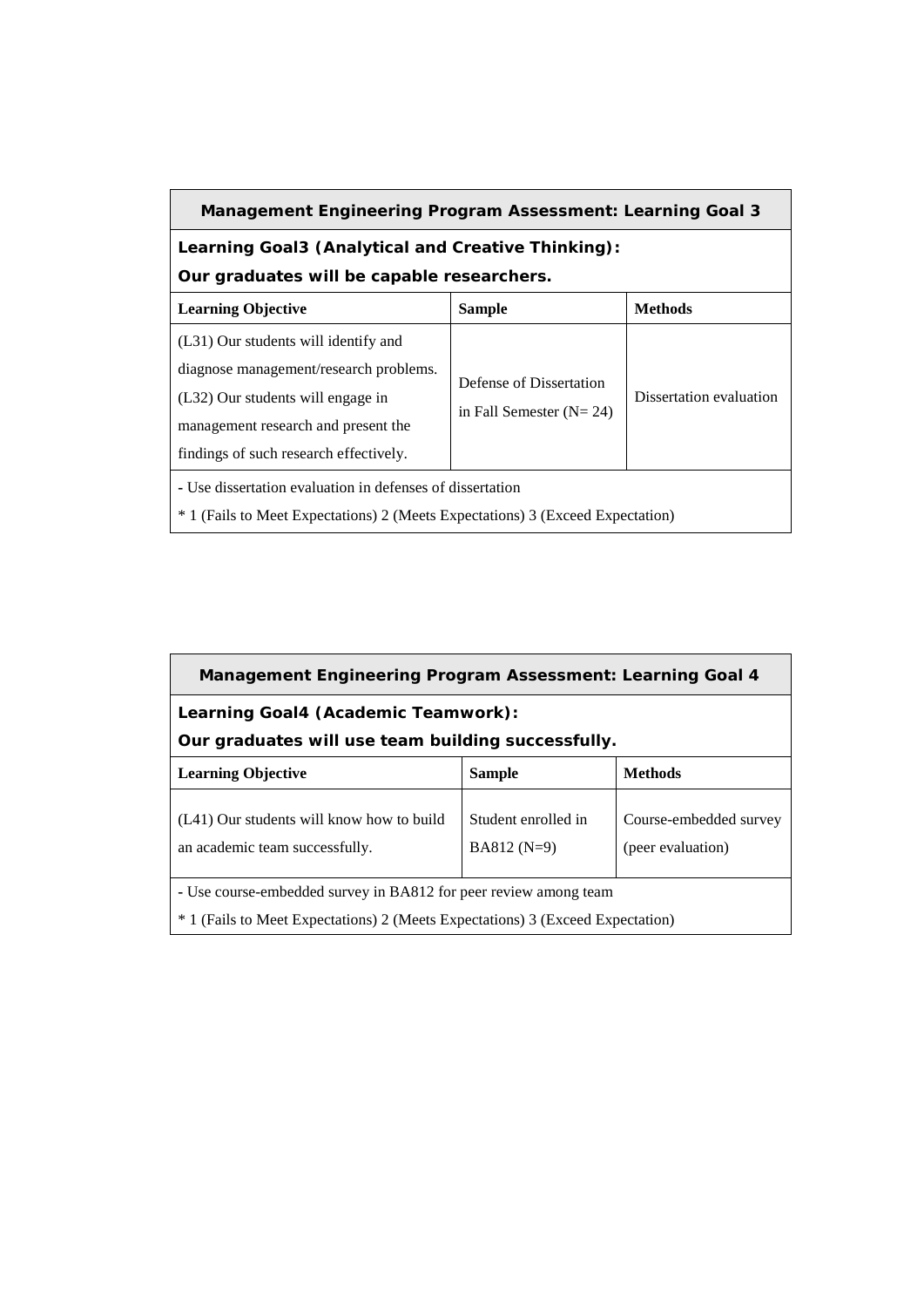| Management Engineering Program Assessment: Learning Goal 3 | | |
|---|---|---|
| **Learning Goal3 (Analytical and Creative Thinking):** **Our graduates will be capable researchers.** | | |
| **Learning Objective** | **Sample** | **Methods** |
| (L31) Our students will identify and diagnose management/research problems. (L32) Our students will engage in management research and present the findings of such research effectively. | Defense of Dissertation in Fall Semester (N= 24) | Dissertation evaluation |
| - Use dissertation evaluation in defenses of dissertation * 1 (Fails to Meet Expectations) 2 (Meets Expectations) 3 (Exceed Expectation) | | |

| Management Engineering Program Assessment: Learning Goal 4 | | |
|---|---|---|
| **Learning Goal4 (Academic Teamwork):** **Our graduates will use team building successfully.** | | |
| **Learning Objective** | **Sample** | **Methods** |
| (L41) Our students will know how to build an academic team successfully. | Student enrolled in BA812 (N=9) | Course-embedded survey (peer evaluation) |
| - Use course-embedded survey in BA812 for peer review among team * 1 (Fails to Meet Expectations) 2 (Meets Expectations) 3 (Exceed Expectation) | | |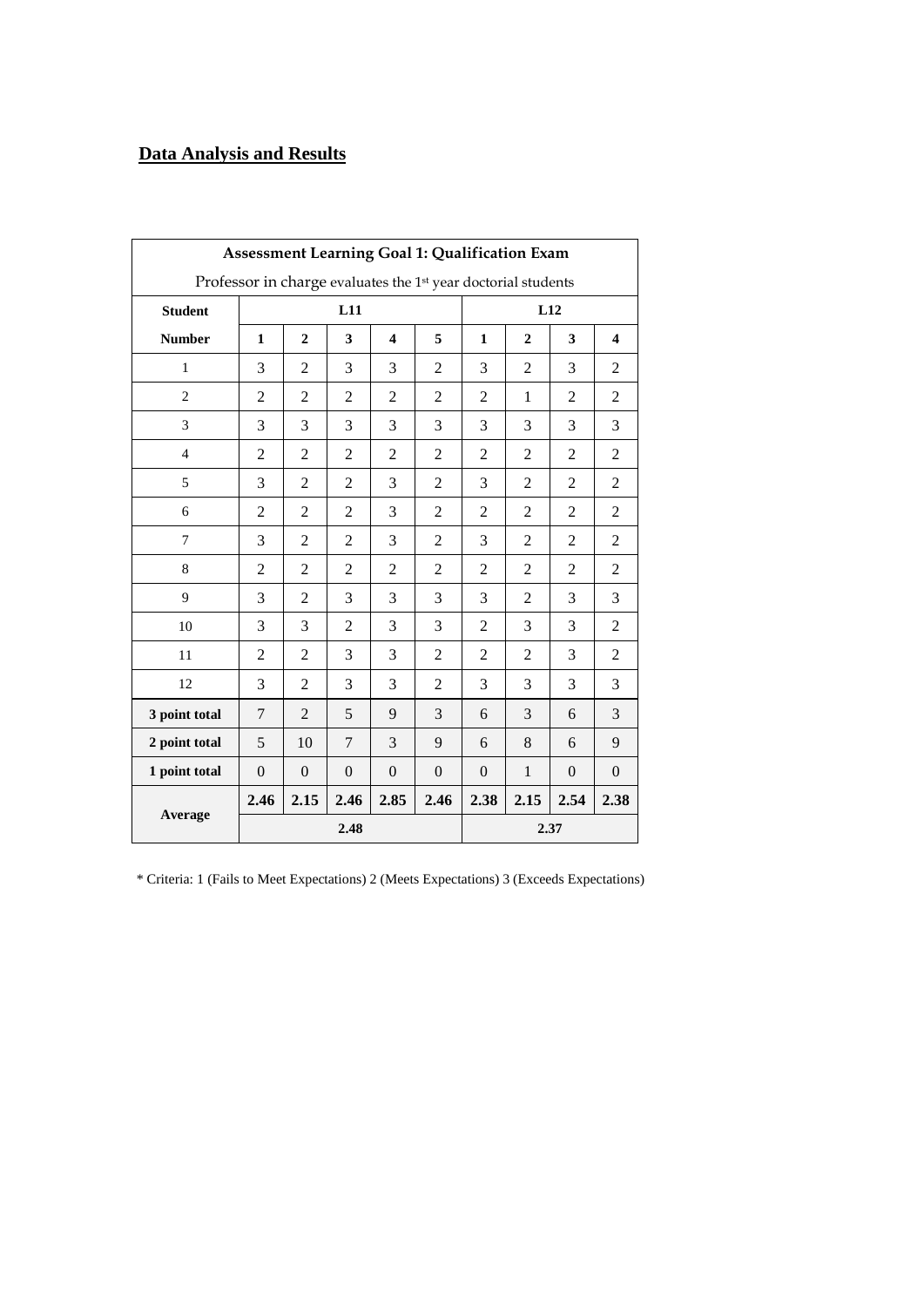## Data Analysis and Results

| Assessment Learning Goal 1: Qualification Exam | | | | | | | | | |
|---|---|---|---|---|---|---|---|---|---|
| Professor in charge evaluates the 1st year doctorial students | | | | | | | | | |
| **Student** | **L11** | | | | | **L12** | | | |
| **Number** | **1** | **2** | **3** | **4** | **5** | **1** | **2** | **3** | **4** |
| 1 | 3 | 2 | 3 | 3 | 2 | 3 | 2 | 3 | 2 |
| 2 | 2 | 2 | 2 | 2 | 2 | 2 | 1 | 2 | 2 |
| 3 | 3 | 3 | 3 | 3 | 3 | 3 | 3 | 3 | 3 |
| 4 | 2 | 2 | 2 | 2 | 2 | 2 | 2 | 2 | 2 |
| 5 | 3 | 2 | 2 | 3 | 2 | 3 | 2 | 2 | 2 |
| 6 | 2 | 2 | 2 | 3 | 2 | 2 | 2 | 2 | 2 |
| 7 | 3 | 2 | 2 | 3 | 2 | 3 | 2 | 2 | 2 |
| 8 | 2 | 2 | 2 | 2 | 2 | 2 | 2 | 2 | 2 |
| 9 | 3 | 2 | 3 | 3 | 3 | 3 | 2 | 3 | 3 |
| 10 | 3 | 3 | 2 | 3 | 3 | 2 | 3 | 3 | 2 |
| 11 | 2 | 2 | 3 | 3 | 2 | 2 | 2 | 3 | 2 |
| 12 | 3 | 2 | 3 | 3 | 2 | 3 | 3 | 3 | 3 |
| **3 point total** | 7 | 2 | 5 | 9 | 3 | 6 | 3 | 6 | 3 |
| **2 point total** | 5 | 10 | 7 | 3 | 9 | 6 | 8 | 6 | 9 |
| **1 point total** | 0 | 0 | 0 | 0 | 0 | 0 | 1 | 0 | 0 |
| **Average** | **2.46** | **2.15** | **2.46** | **2.85** | **2.46** | **2.38** | **2.15** | **2.54** | **2.38** |
| | **2.48** | | | | | **2.37** | | | |

* Criteria: 1 (Fails to Meet Expectations) 2 (Meets Expectations) 3 (Exceeds Expectations)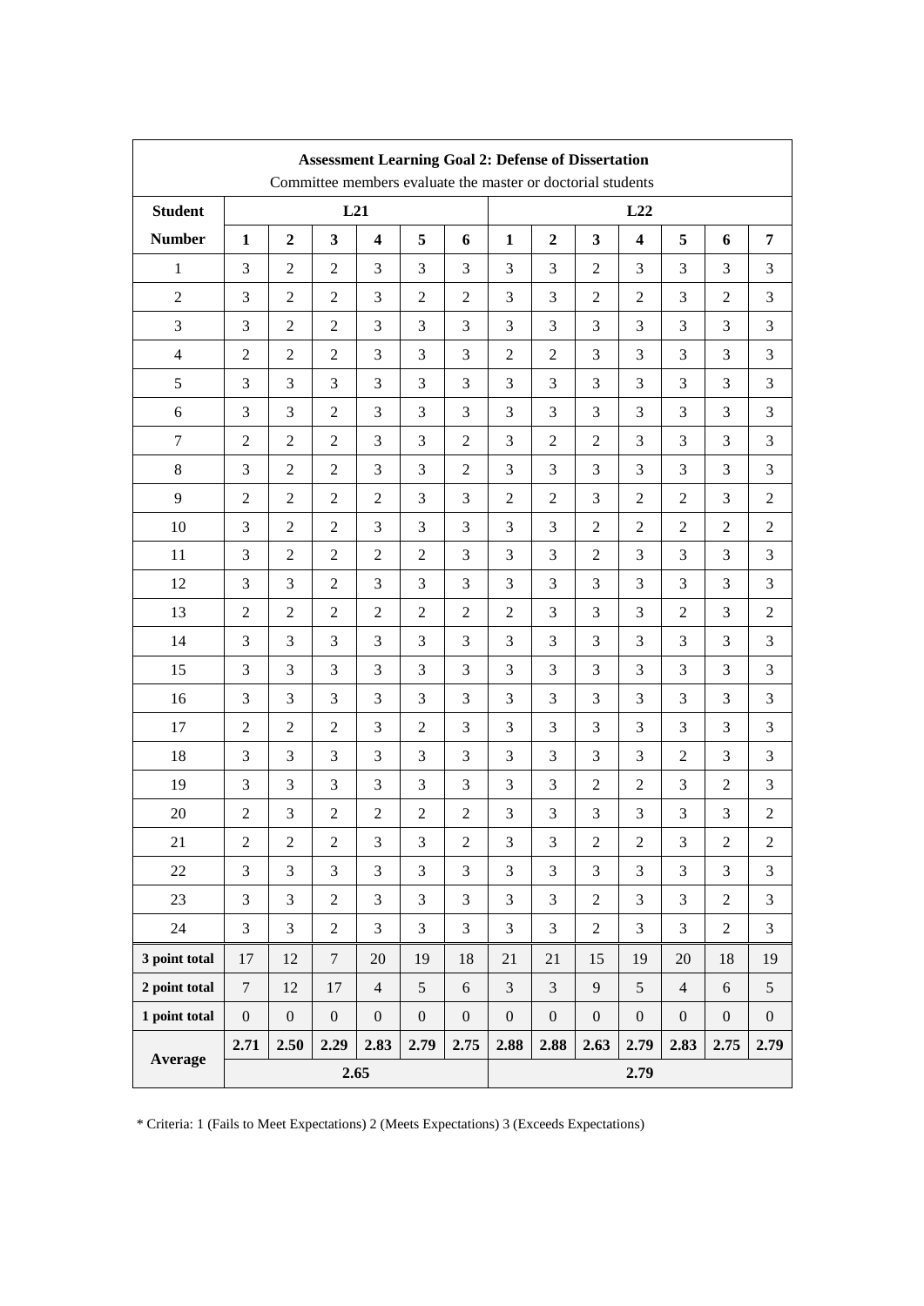| Assessment Learning Goal 2: Defense of Dissertation<br>Committee members evaluate the master or doctorial students | | | | | | | | | | | | | |
|---|---|---|---|---|---|---|---|---|---|---|---|---|---|
| **Student** | **L21** | | | | | | **L22** | | | | | | |
| **Number** | **1** | **2** | **3** | **4** | **5** | **6** | **1** | **2** | **3** | **4** | **5** | **6** | **7** |
| 1 | 3 | 2 | 2 | 3 | 3 | 3 | 3 | 3 | 2 | 3 | 3 | 3 | 3 |
| 2 | 3 | 2 | 2 | 3 | 2 | 2 | 3 | 3 | 2 | 2 | 3 | 2 | 3 |
| 3 | 3 | 2 | 2 | 3 | 3 | 3 | 3 | 3 | 3 | 3 | 3 | 3 | 3 |
| 4 | 2 | 2 | 2 | 3 | 3 | 3 | 2 | 2 | 3 | 3 | 3 | 3 | 3 |
| 5 | 3 | 3 | 3 | 3 | 3 | 3 | 3 | 3 | 3 | 3 | 3 | 3 | 3 |
| 6 | 3 | 3 | 2 | 3 | 3 | 3 | 3 | 3 | 3 | 3 | 3 | 3 | 3 |
| 7 | 2 | 2 | 2 | 3 | 3 | 2 | 3 | 2 | 2 | 3 | 3 | 3 | 3 |
| 8 | 3 | 2 | 2 | 3 | 3 | 2 | 3 | 3 | 3 | 3 | 3 | 3 | 3 |
| 9 | 2 | 2 | 2 | 2 | 3 | 3 | 2 | 2 | 3 | 2 | 2 | 3 | 2 |
| 10 | 3 | 2 | 2 | 3 | 3 | 3 | 3 | 3 | 2 | 2 | 2 | 2 | 2 |
| 11 | 3 | 2 | 2 | 2 | 2 | 3 | 3 | 3 | 2 | 3 | 3 | 3 | 3 |
| 12 | 3 | 3 | 2 | 3 | 3 | 3 | 3 | 3 | 3 | 3 | 3 | 3 | 3 |
| 13 | 2 | 2 | 2 | 2 | 2 | 2 | 2 | 3 | 3 | 3 | 2 | 3 | 2 |
| 14 | 3 | 3 | 3 | 3 | 3 | 3 | 3 | 3 | 3 | 3 | 3 | 3 | 3 |
| 15 | 3 | 3 | 3 | 3 | 3 | 3 | 3 | 3 | 3 | 3 | 3 | 3 | 3 |
| 16 | 3 | 3 | 3 | 3 | 3 | 3 | 3 | 3 | 3 | 3 | 3 | 3 | 3 |
| 17 | 2 | 2 | 2 | 3 | 2 | 3 | 3 | 3 | 3 | 3 | 3 | 3 | 3 |
| 18 | 3 | 3 | 3 | 3 | 3 | 3 | 3 | 3 | 3 | 3 | 2 | 3 | 3 |
| 19 | 3 | 3 | 3 | 3 | 3 | 3 | 3 | 3 | 2 | 2 | 3 | 2 | 3 |
| 20 | 2 | 3 | 2 | 2 | 2 | 2 | 3 | 3 | 3 | 3 | 3 | 3 | 2 |
| 21 | 2 | 2 | 2 | 3 | 3 | 2 | 3 | 3 | 2 | 2 | 3 | 2 | 2 |
| 22 | 3 | 3 | 3 | 3 | 3 | 3 | 3 | 3 | 3 | 3 | 3 | 3 | 3 |
| 23 | 3 | 3 | 2 | 3 | 3 | 3 | 3 | 3 | 2 | 3 | 3 | 2 | 3 |
| 24 | 3 | 3 | 2 | 3 | 3 | 3 | 3 | 3 | 2 | 3 | 3 | 2 | 3 |
| **3 point total** | 17 | 12 | 7 | 20 | 19 | 18 | 21 | 21 | 15 | 19 | 20 | 18 | 19 |
| **2 point total** | 7 | 12 | 17 | 4 | 5 | 6 | 3 | 3 | 9 | 5 | 4 | 6 | 5 |
| **1 point total** | 0 | 0 | 0 | 0 | 0 | 0 | 0 | 0 | 0 | 0 | 0 | 0 | 0 |
| **Average** | **2.71** | **2.50** | **2.29** | **2.83** | **2.79** | **2.75** | **2.88** | **2.88** | **2.63** | **2.79** | **2.83** | **2.75** | **2.79** |
| | **2.65** | | | | | | **2.79** | | | | | | |

* Criteria: 1 (Fails to Meet Expectations) 2 (Meets Expectations) 3 (Exceeds Expectations)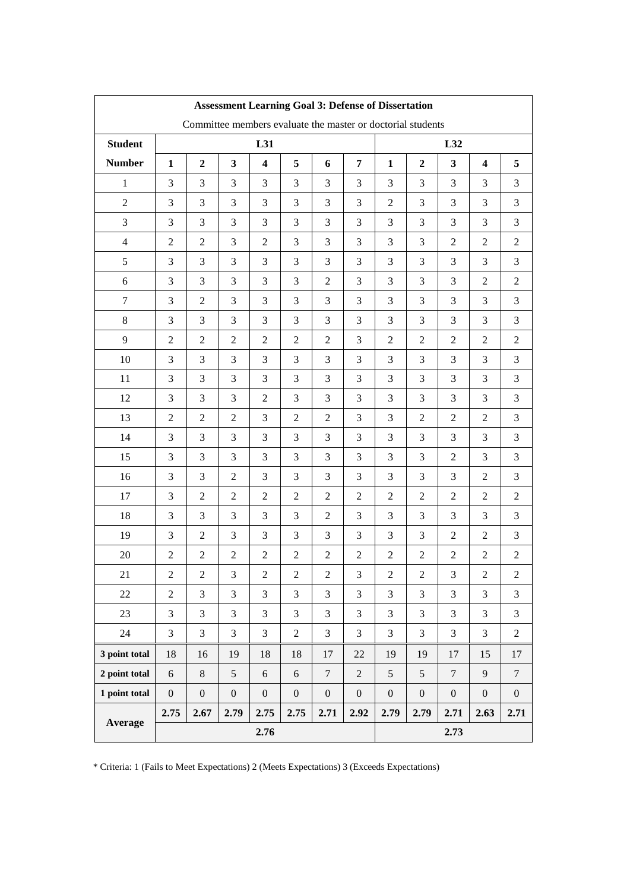| **Assessment Learning Goal 3: Defense of Dissertation** | | | | | | | | | | | | |
|---|---|---|---|---|---|---|---|---|---|---|---|---|
| Committee members evaluate the master or doctorial students | | | | | | | | | | | | |
| **Student** | **L31** | | | | | | | **L32** | | | | |
| **Number** | **1** | **2** | **3** | **4** | **5** | **6** | **7** | **1** | **2** | **3** | **4** | **5** |
| 1 | 3 | 3 | 3 | 3 | 3 | 3 | 3 | 3 | 3 | 3 | 3 | 3 |
| 2 | 3 | 3 | 3 | 3 | 3 | 3 | 3 | 2 | 3 | 3 | 3 | 3 |
| 3 | 3 | 3 | 3 | 3 | 3 | 3 | 3 | 3 | 3 | 3 | 3 | 3 |
| 4 | 2 | 2 | 3 | 2 | 3 | 3 | 3 | 3 | 3 | 2 | 2 | 2 |
| 5 | 3 | 3 | 3 | 3 | 3 | 3 | 3 | 3 | 3 | 3 | 3 | 3 |
| 6 | 3 | 3 | 3 | 3 | 3 | 2 | 3 | 3 | 3 | 3 | 2 | 2 |
| 7 | 3 | 2 | 3 | 3 | 3 | 3 | 3 | 3 | 3 | 3 | 3 | 3 |
| 8 | 3 | 3 | 3 | 3 | 3 | 3 | 3 | 3 | 3 | 3 | 3 | 3 |
| 9 | 2 | 2 | 2 | 2 | 2 | 2 | 3 | 2 | 2 | 2 | 2 | 2 |
| 10 | 3 | 3 | 3 | 3 | 3 | 3 | 3 | 3 | 3 | 3 | 3 | 3 |
| 11 | 3 | 3 | 3 | 3 | 3 | 3 | 3 | 3 | 3 | 3 | 3 | 3 |
| 12 | 3 | 3 | 3 | 2 | 3 | 3 | 3 | 3 | 3 | 3 | 3 | 3 |
| 13 | 2 | 2 | 2 | 3 | 2 | 2 | 3 | 3 | 2 | 2 | 2 | 3 |
| 14 | 3 | 3 | 3 | 3 | 3 | 3 | 3 | 3 | 3 | 3 | 3 | 3 |
| 15 | 3 | 3 | 3 | 3 | 3 | 3 | 3 | 3 | 3 | 2 | 3 | 3 |
| 16 | 3 | 3 | 2 | 3 | 3 | 3 | 3 | 3 | 3 | 3 | 2 | 3 |
| 17 | 3 | 2 | 2 | 2 | 2 | 2 | 2 | 2 | 2 | 2 | 2 | 2 |
| 18 | 3 | 3 | 3 | 3 | 3 | 2 | 3 | 3 | 3 | 3 | 3 | 3 |
| 19 | 3 | 2 | 3 | 3 | 3 | 3 | 3 | 3 | 3 | 2 | 2 | 3 |
| 20 | 2 | 2 | 2 | 2 | 2 | 2 | 2 | 2 | 2 | 2 | 2 | 2 |
| 21 | 2 | 2 | 3 | 2 | 2 | 2 | 3 | 2 | 2 | 3 | 2 | 2 |
| 22 | 2 | 3 | 3 | 3 | 3 | 3 | 3 | 3 | 3 | 3 | 3 | 3 |
| 23 | 3 | 3 | 3 | 3 | 3 | 3 | 3 | 3 | 3 | 3 | 3 | 3 |
| 24 | 3 | 3 | 3 | 3 | 2 | 3 | 3 | 3 | 3 | 3 | 3 | 2 |
| **3 point total** | 18 | 16 | 19 | 18 | 18 | 17 | 22 | 19 | 19 | 17 | 15 | 17 |
| **2 point total** | 6 | 8 | 5 | 6 | 6 | 7 | 2 | 5 | 5 | 7 | 9 | 7 |
| **1 point total** | 0 | 0 | 0 | 0 | 0 | 0 | 0 | 0 | 0 | 0 | 0 | 0 |
| **Average** | **2.75** | **2.67** | **2.79** | **2.75** | **2.75** | **2.71** | **2.92** | **2.79** | **2.79** | **2.71** | **2.63** | **2.71** |
| | **2.76** | | | | | | | **2.73** | | | | |

* Criteria: 1 (Fails to Meet Expectations) 2 (Meets Expectations) 3 (Exceeds Expectations)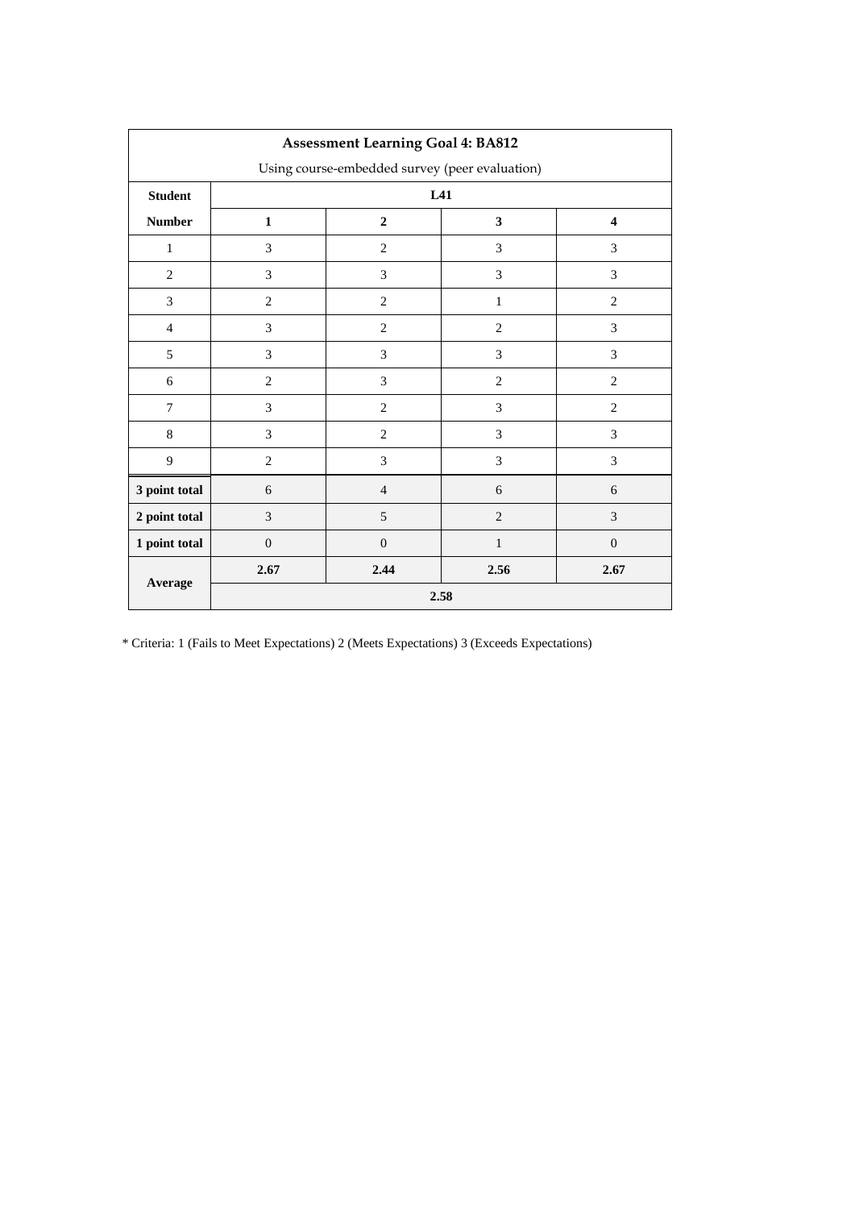| Assessment Learning Goal 4: BA812<br>Using course-embedded survey (peer evaluation) | | | | |
|---|---|---|---|---|
| Student | L41 | | | |
| Number | 1 | 2 | 3 | 4 |
| 1 | 3 | 2 | 3 | 3 |
| 2 | 3 | 3 | 3 | 3 |
| 3 | 2 | 2 | 1 | 2 |
| 4 | 3 | 2 | 2 | 3 |
| 5 | 3 | 3 | 3 | 3 |
| 6 | 2 | 3 | 2 | 2 |
| 7 | 3 | 2 | 3 | 2 |
| 8 | 3 | 2 | 3 | 3 |
| 9 | 2 | 3 | 3 | 3 |
| 3 point total | 6 | 4 | 6 | 6 |
| 2 point total | 3 | 5 | 2 | 3 |
| 1 point total | 0 | 0 | 1 | 0 |
| Average | 2.67 | 2.44 | 2.56 | 2.67 |
| | 2.58 | | | |

* Criteria: 1 (Fails to Meet Expectations) 2 (Meets Expectations) 3 (Exceeds Expectations)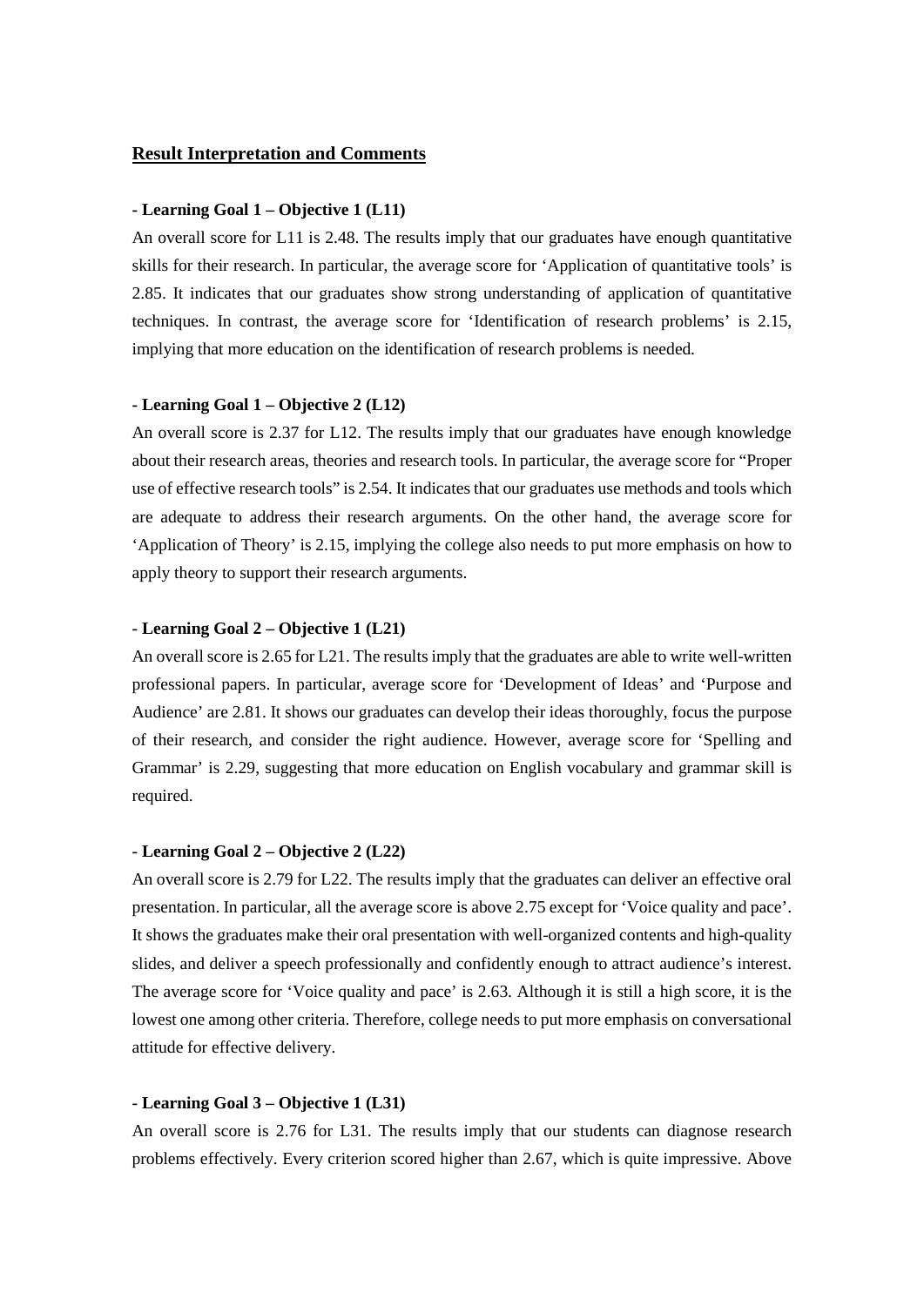## Result Interpretation and Comments

**- Learning Goal 1 – Objective 1 (L11)**

An overall score for L11 is 2.48. The results imply that our graduates have enough quantitative skills for their research. In particular, the average score for 'Application of quantitative tools' is 2.85. It indicates that our graduates show strong understanding of application of quantitative techniques. In contrast, the average score for 'Identification of research problems' is 2.15, implying that more education on the identification of research problems is needed.

**- Learning Goal 1 – Objective 2 (L12)**

An overall score is 2.37 for L12. The results imply that our graduates have enough knowledge about their research areas, theories and research tools. In particular, the average score for "Proper use of effective research tools" is 2.54. It indicates that our graduates use methods and tools which are adequate to address their research arguments. On the other hand, the average score for 'Application of Theory' is 2.15, implying the college also needs to put more emphasis on how to apply theory to support their research arguments.

**- Learning Goal 2 – Objective 1 (L21)**

An overall score is 2.65 for L21. The results imply that the graduates are able to write well-written professional papers. In particular, average score for 'Development of Ideas' and 'Purpose and Audience' are 2.81. It shows our graduates can develop their ideas thoroughly, focus the purpose of their research, and consider the right audience. However, average score for 'Spelling and Grammar' is 2.29, suggesting that more education on English vocabulary and grammar skill is required.

**- Learning Goal 2 – Objective 2 (L22)**

An overall score is 2.79 for L22. The results imply that the graduates can deliver an effective oral presentation. In particular, all the average score is above 2.75 except for 'Voice quality and pace'. It shows the graduates make their oral presentation with well-organized contents and high-quality slides, and deliver a speech professionally and confidently enough to attract audience's interest. The average score for 'Voice quality and pace' is 2.63. Although it is still a high score, it is the lowest one among other criteria. Therefore, college needs to put more emphasis on conversational attitude for effective delivery.

**- Learning Goal 3 – Objective 1 (L31)**

An overall score is 2.76 for L31. The results imply that our students can diagnose research problems effectively. Every criterion scored higher than 2.67, which is quite impressive. Above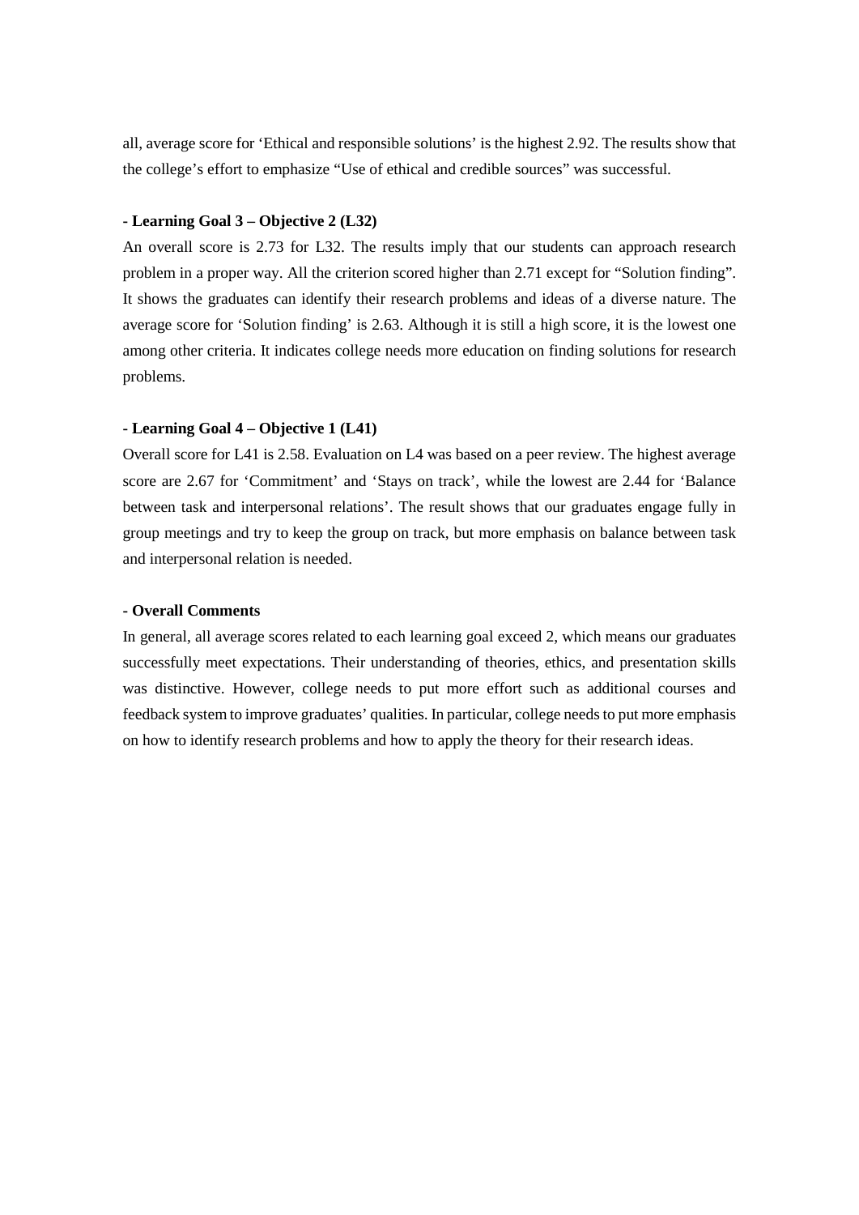all, average score for 'Ethical and responsible solutions' is the highest 2.92. The results show that the college's effort to emphasize "Use of ethical and credible sources" was successful.

**- Learning Goal 3 – Objective 2 (L32)**

An overall score is 2.73 for L32. The results imply that our students can approach research problem in a proper way. All the criterion scored higher than 2.71 except for "Solution finding". It shows the graduates can identify their research problems and ideas of a diverse nature. The average score for 'Solution finding' is 2.63. Although it is still a high score, it is the lowest one among other criteria. It indicates college needs more education on finding solutions for research problems.

**- Learning Goal 4 – Objective 1 (L41)**

Overall score for L41 is 2.58. Evaluation on L4 was based on a peer review. The highest average score are 2.67 for 'Commitment' and 'Stays on track', while the lowest are 2.44 for 'Balance between task and interpersonal relations'. The result shows that our graduates engage fully in group meetings and try to keep the group on track, but more emphasis on balance between task and interpersonal relation is needed.

**- Overall Comments**

In general, all average scores related to each learning goal exceed 2, which means our graduates successfully meet expectations. Their understanding of theories, ethics, and presentation skills was distinctive. However, college needs to put more effort such as additional courses and feedback system to improve graduates' qualities. In particular, college needs to put more emphasis on how to identify research problems and how to apply the theory for their research ideas.